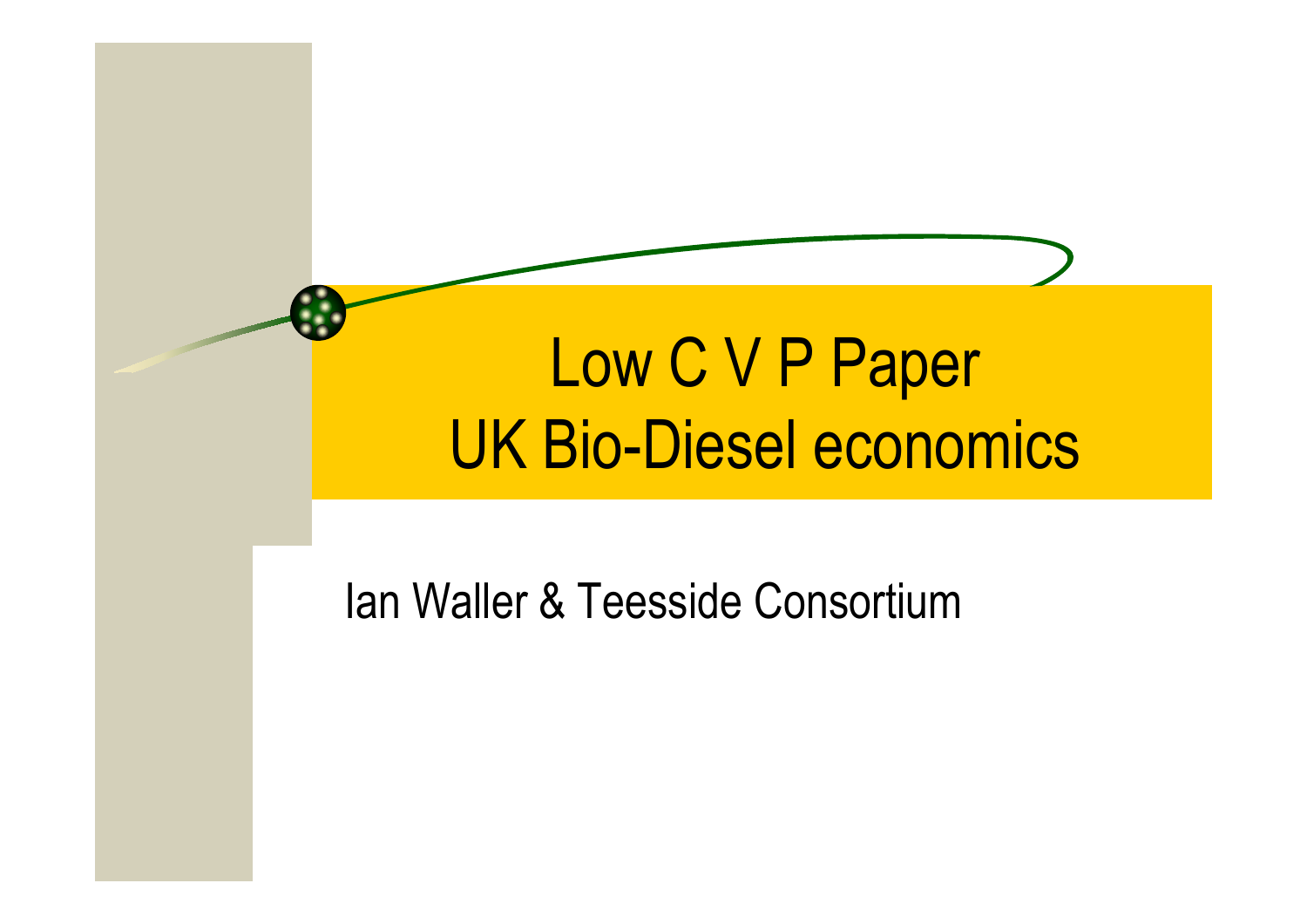# Low C V P Paper
# UK Bio-Diesel economics

Ian Waller & Teesside Consortium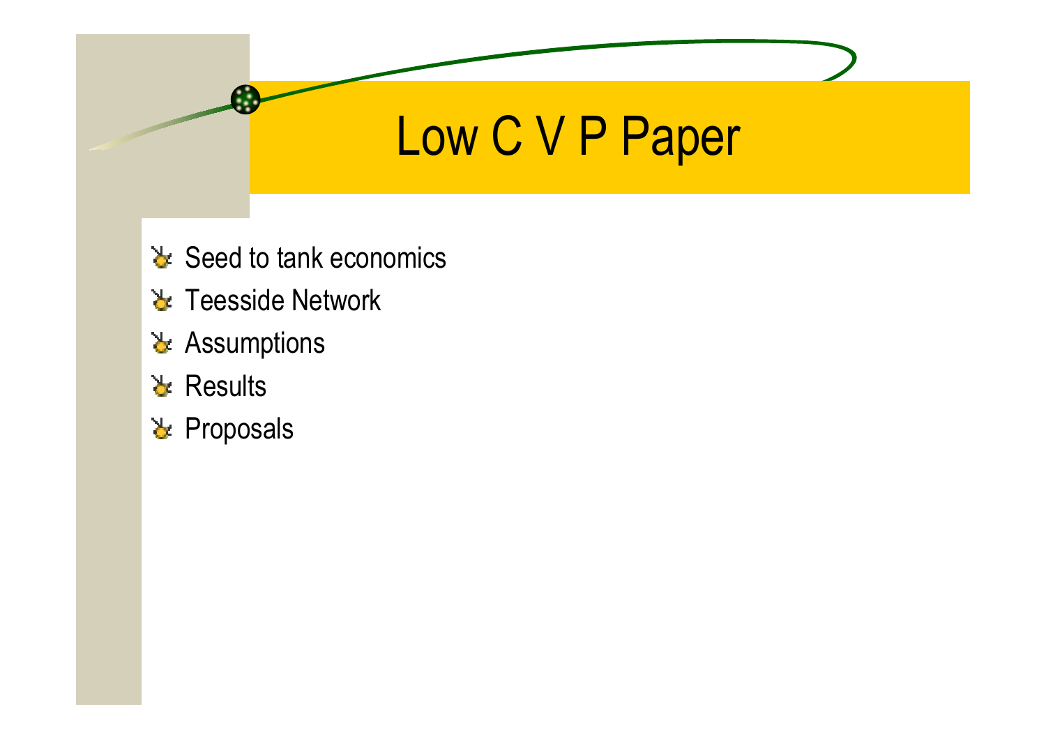# Low C V P Paper

- Seed to tank economics
- Teesside Network
- Assumptions
- Results
- Proposals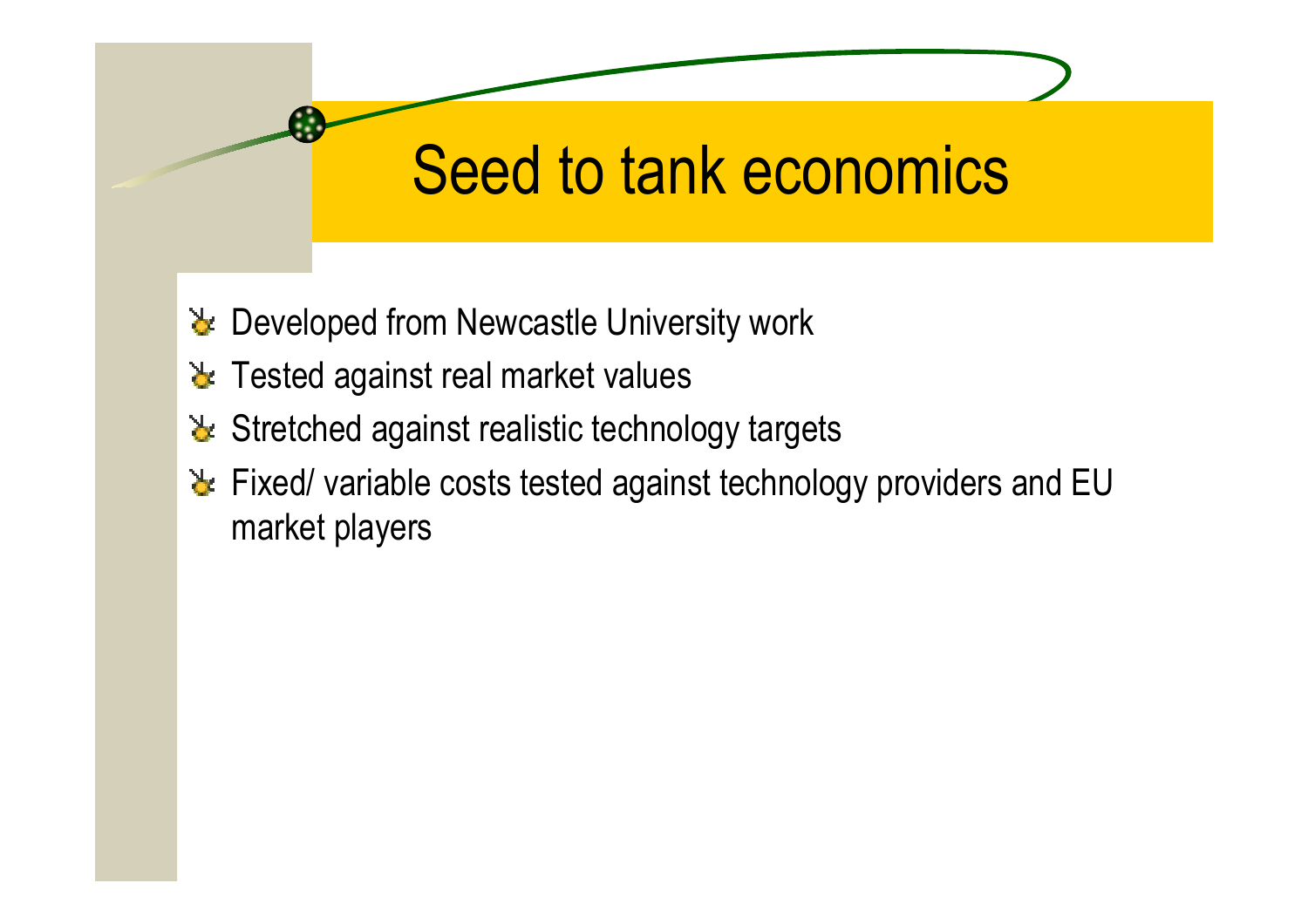# Seed to tank economics

- Developed from Newcastle University work
- Tested against real market values
- Stretched against realistic technology targets
- Fixed/ variable costs tested against technology providers and EU market players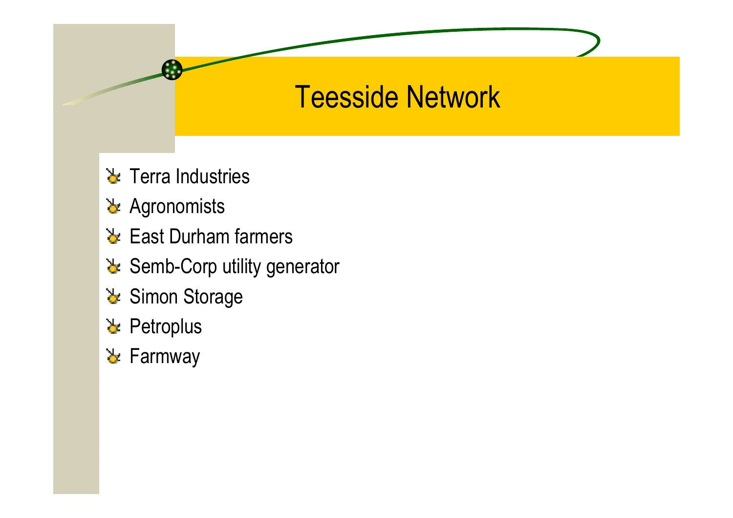# Teesside Network

- Terra Industries
- Agronomists
- East Durham farmers
- Semb-Corp utility generator
- Simon Storage
- Petroplus
- Farmway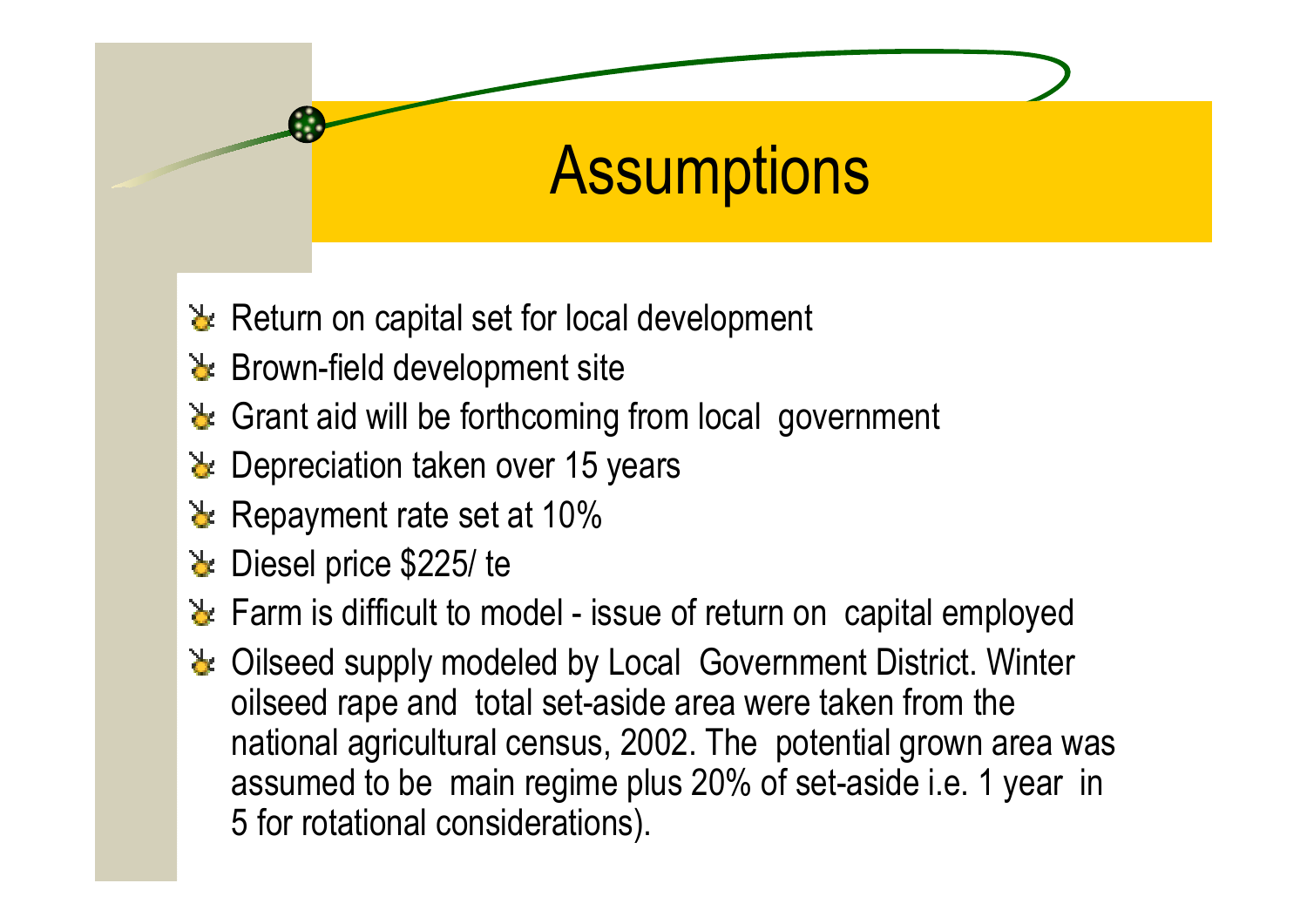# Assumptions

- Return on capital set for local development
- Brown-field development site
- Grant aid will be forthcoming from local government
- Depreciation taken over 15 years
- Repayment rate set at 10%
- Diesel price $225/ te
- Farm is difficult to model - issue of return on capital employed
- Oilseed supply modeled by Local Government District. Winter oilseed rape and total set-aside area were taken from the national agricultural census, 2002. The potential grown area was assumed to be main regime plus 20% of set-aside i.e. 1 year in 5 for rotational considerations).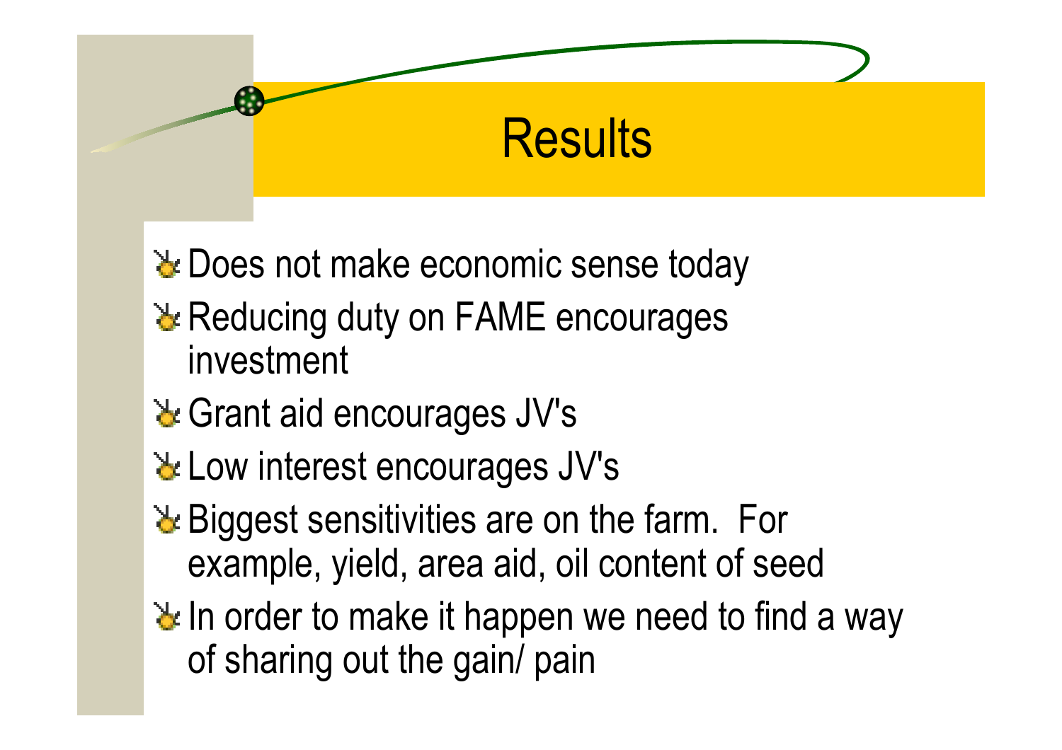# Results

- Does not make economic sense today
- Reducing duty on FAME encourages investment
- Grant aid encourages JV's
- Low interest encourages JV's
- Biggest sensitivities are on the farm. For example, yield, area aid, oil content of seed
- In order to make it happen we need to find a way of sharing out the gain/ pain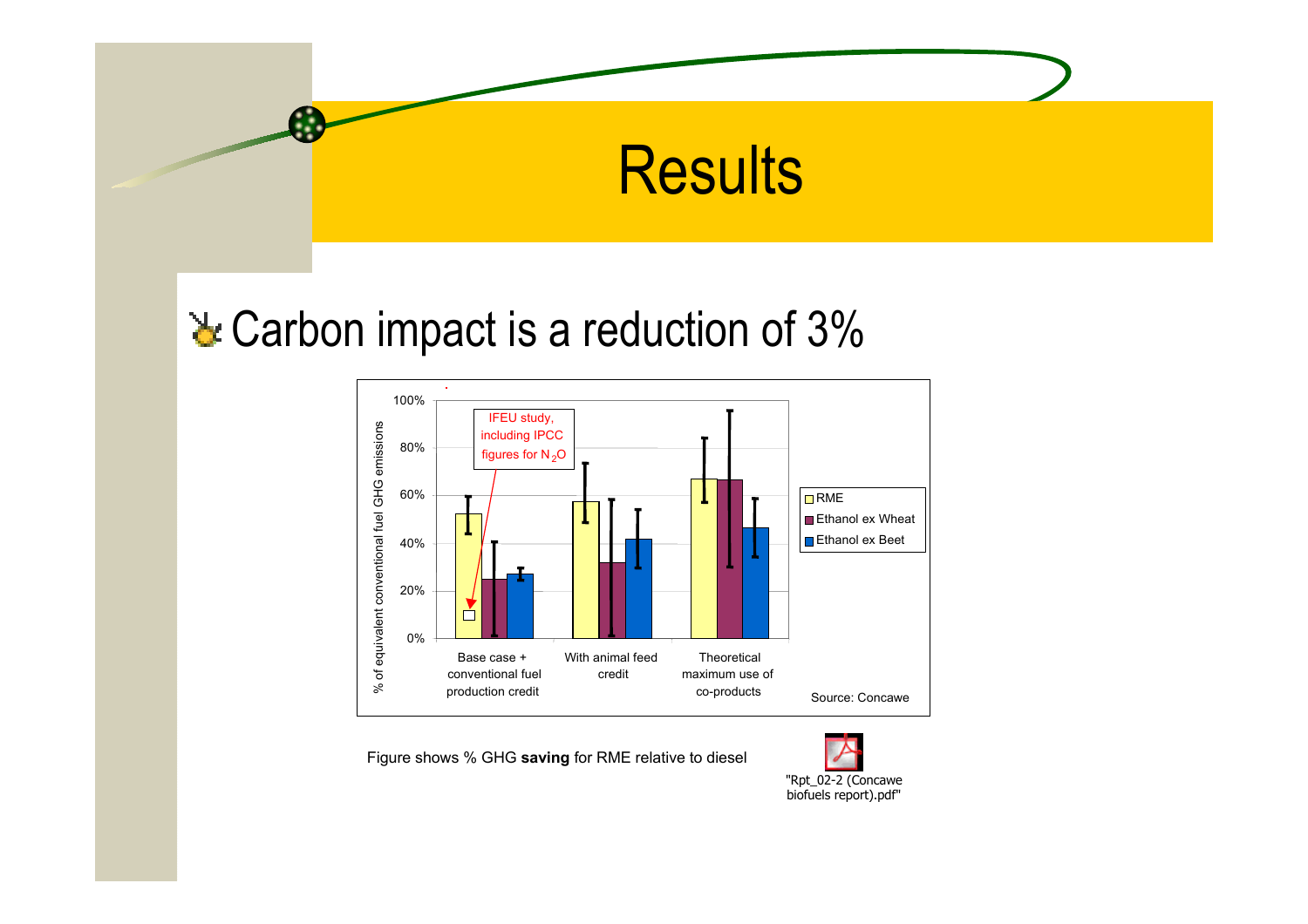# Results

- Carbon impact is a reduction of 3%

% of equivalent conventional fuel GHG emissions

| | RME | Ethanol ex Wheat | Ethanol ex Beet |
|---|---|---|---|
| Base case + conventional fuel production credit | | | |
| With animal feed credit | | | |
| Theoretical maximum use of co-products | | | |

IFEU study, including IPCC figures for $N_2O$

Source: Concawe

Figure shows % GHG **saving** for RME relative to diesel

"Rpt_02-2 (Concawe biofuels report).pdf"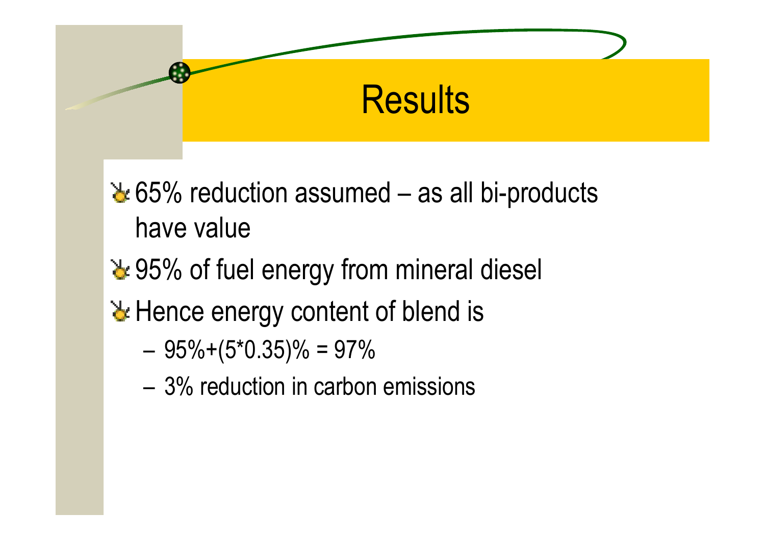# Results

- 65% reduction assumed – as all bi-products have value
- 95% of fuel energy from mineral diesel
- Hence energy content of blend is
  - 95%+(5*0.35)% = 97%
  - 3% reduction in carbon emissions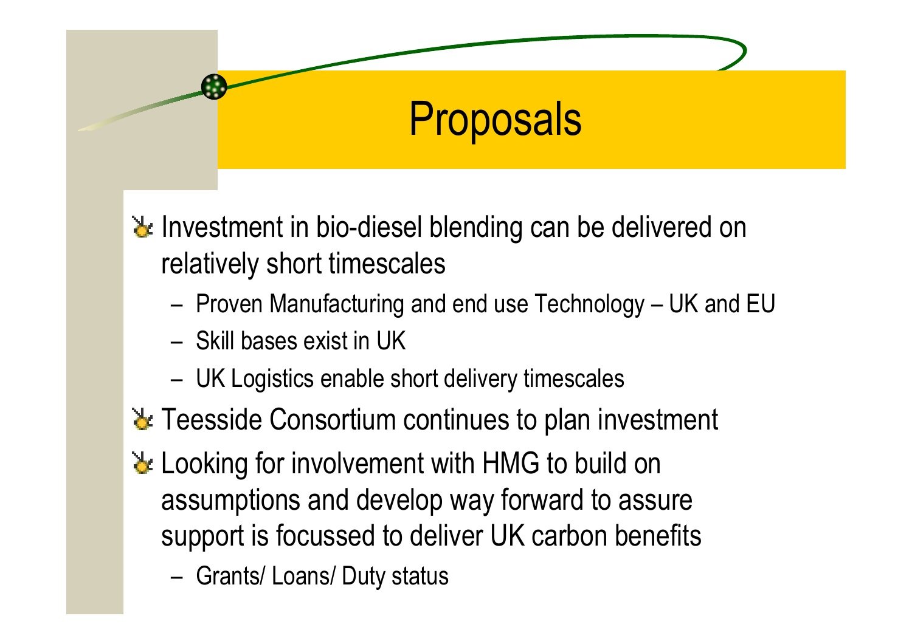# Proposals

- Investment in bio-diesel blending can be delivered on relatively short timescales
  - Proven Manufacturing and end use Technology – UK and EU
  - Skill bases exist in UK
  - UK Logistics enable short delivery timescales
- Teesside Consortium continues to plan investment
- Looking for involvement with HMG to build on assumptions and develop way forward to assure support is focussed to deliver UK carbon benefits
  - Grants/ Loans/ Duty status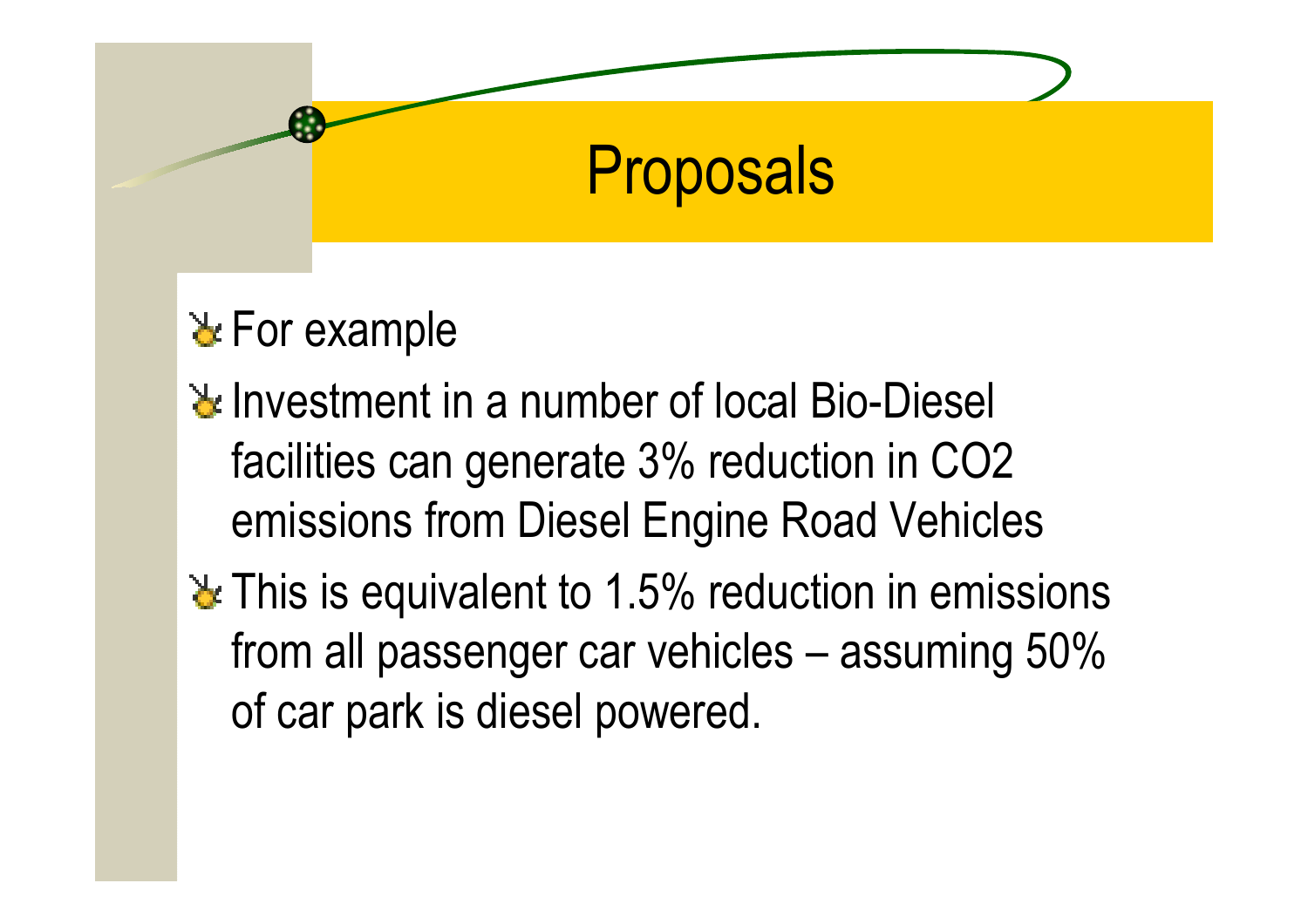# Proposals

- For example
- Investment in a number of local Bio-Diesel facilities can generate 3% reduction in $CO_2$ emissions from Diesel Engine Road Vehicles
- This is equivalent to 1.5% reduction in emissions from all passenger car vehicles – assuming 50% of car park is diesel powered.